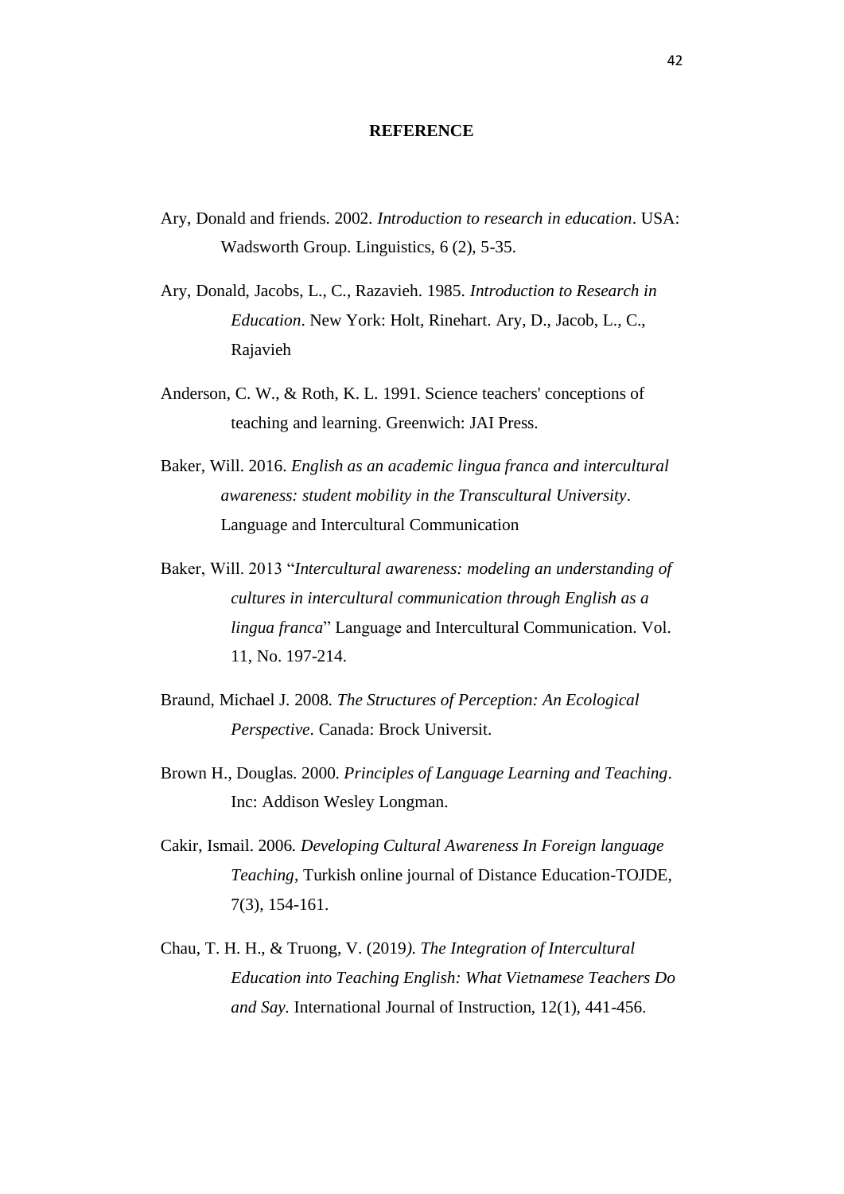**REFERENCE**

Ary, Donald and friends. 2002. *Introduction to research in education*. USA: Wadsworth Group. Linguistics, 6 (2), 5-35.

Ary, Donald, Jacobs, L., C., Razavieh. 1985. *Introduction to Research in Education*. New York: Holt, Rinehart. Ary, D., Jacob, L., C., Rajavieh

Anderson, C. W., & Roth, K. L. 1991. Science teachers' conceptions of teaching and learning. Greenwich: JAI Press.

Baker, Will. 2016. *English as an academic lingua franca and intercultural awareness: student mobility in the Transcultural University*. Language and Intercultural Communication

Baker, Will. 2013 "*Intercultural awareness: modeling an understanding of cultures in intercultural communication through English as a lingua franca*" Language and Intercultural Communication. Vol. 11, No. 197-214.

Braund, Michael J. 2008. *The Structures of Perception: An Ecological Perspective*. Canada: Brock Universit.

Brown H., Douglas. 2000. *Principles of Language Learning and Teaching*. Inc: Addison Wesley Longman.

Cakir, Ismail. 2006. *Developing Cultural Awareness In Foreign language Teaching*, Turkish online journal of Distance Education-TOJDE, 7(3), 154-161.

Chau, T. H. H., & Truong, V. (2019*). The Integration of Intercultural Education into Teaching English: What Vietnamese Teachers Do and Say*. International Journal of Instruction, 12(1), 441-456.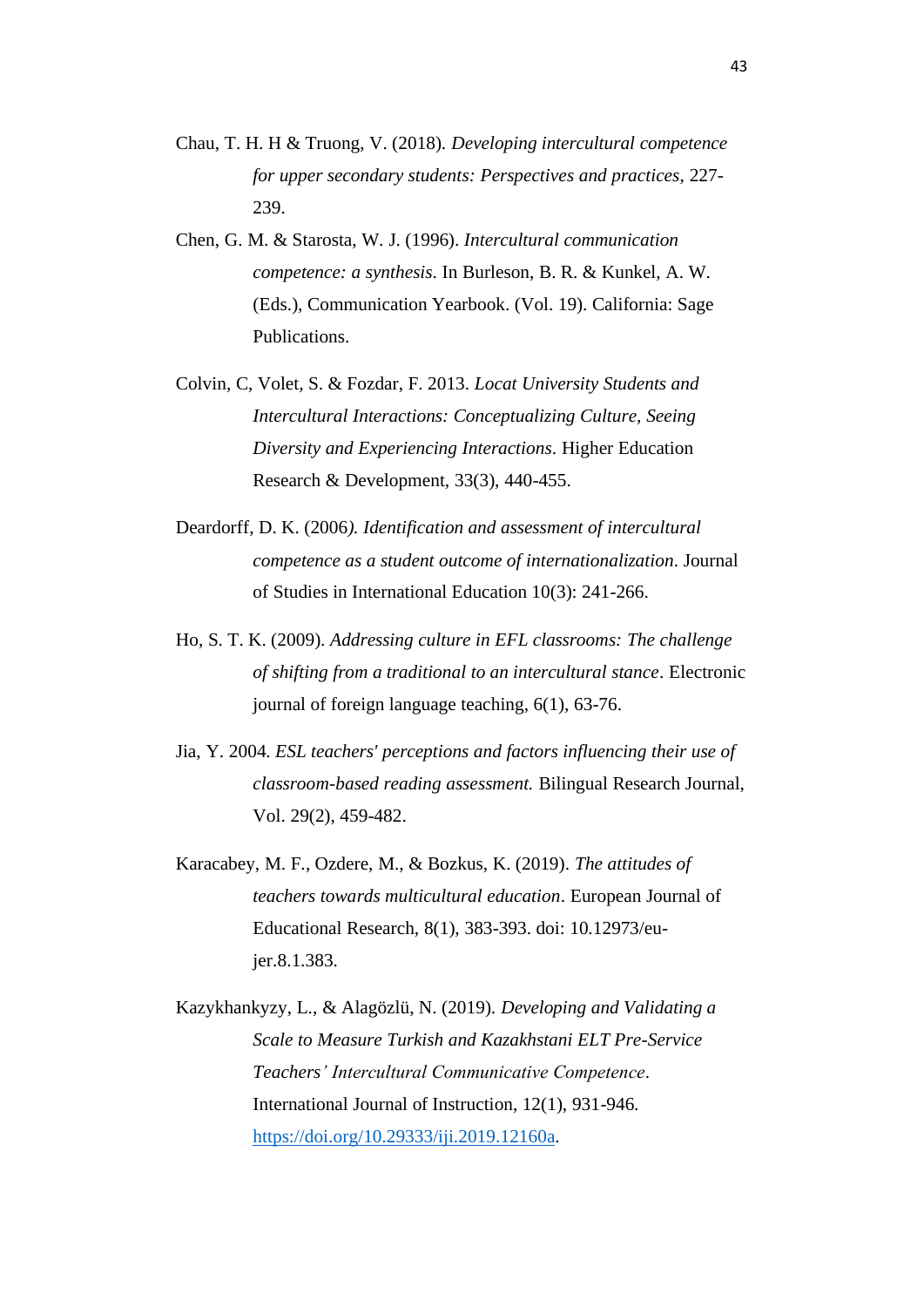Chau, T. H. H & Truong, V. (2018). *Developing intercultural competence for upper secondary students: Perspectives and practices*, 227-239.

Chen, G. M. & Starosta, W. J. (1996). *Intercultural communication competence: a synthesis*. In Burleson, B. R. & Kunkel, A. W. (Eds.), Communication Yearbook. (Vol. 19). California: Sage Publications.

Colvin, C, Volet, S. & Fozdar, F. 2013. *Locat University Students and Intercultural Interactions: Conceptualizing Culture, Seeing Diversity and Experiencing Interactions*. Higher Education Research & Development, 33(3), 440-455.

Deardorff, D. K. (2006*). Identification and assessment of intercultural competence as a student outcome of internationalization*. Journal of Studies in International Education 10(3): 241-266.

Ho, S. T. K. (2009). *Addressing culture in EFL classrooms: The challenge of shifting from a traditional to an intercultural stance*. Electronic journal of foreign language teaching, 6(1), 63-76.

Jia, Y. 2004. *ESL teachers' perceptions and factors influencing their use of classroom-based reading assessment.* Bilingual Research Journal, Vol. 29(2), 459-482.

Karacabey, M. F., Ozdere, M., & Bozkus, K. (2019). *The attitudes of teachers towards multicultural education*. European Journal of Educational Research, 8(1), 383-393. doi: 10.12973/eu-jer.8.1.383.

Kazykhankyzy, L., & Alagözlü, N. (2019). *Developing and Validating a Scale to Measure Turkish and Kazakhstani ELT Pre-Service Teachers' Intercultural Communicative Competence*. International Journal of Instruction, 12(1), 931-946. https://doi.org/10.29333/iji.2019.12160a.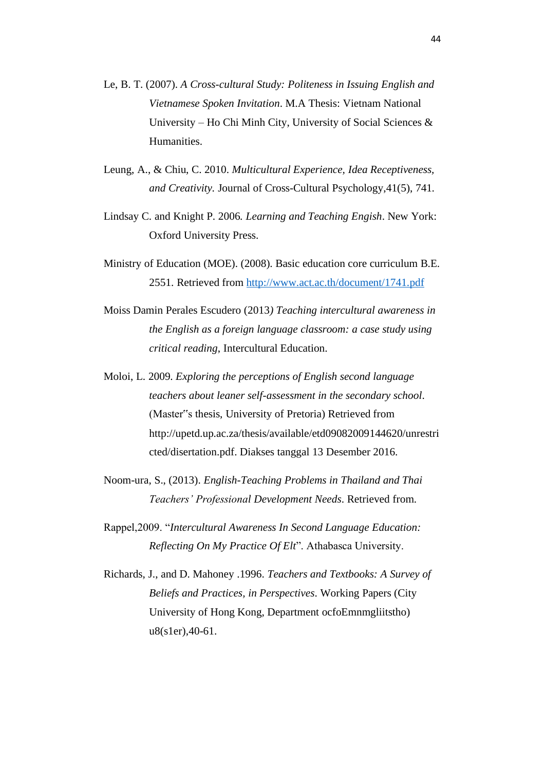Le, B. T. (2007). *A Cross-cultural Study: Politeness in Issuing English and Vietnamese Spoken Invitation*. M.A Thesis: Vietnam National University – Ho Chi Minh City, University of Social Sciences & Humanities.

Leung, A., & Chiu, C. 2010. *Multicultural Experience, Idea Receptiveness, and Creativity.* Journal of Cross-Cultural Psychology,41(5), 741.

Lindsay C. and Knight P. 2006*. Learning and Teaching English*. New York: Oxford University Press.

Ministry of Education (MOE). (2008). Basic education core curriculum B.E. 2551. Retrieved from [http://www.act.ac.th/document/1741.pdf](http://www.act.ac.th/document/1741.pdf)

Moiss Damin Perales Escudero (2013*) Teaching intercultural awareness in the English as a foreign language classroom: a case study using critical reading*, Intercultural Education.

Moloi, L. 2009. *Exploring the perceptions of English second language teachers about leaner self-assessment in the secondary school*. (Master"s thesis, University of Pretoria) Retrieved from http://upetd.up.ac.za/thesis/available/etd09082009144620/unrestricted/disertation.pdf. Diakses tanggal 13 Desember 2016.

Noom-ura, S., (2013). *English-Teaching Problems in Thailand and Thai Teachers' Professional Development Needs*. Retrieved from.

Rappel,2009. "*Intercultural Awareness In Second Language Education: Reflecting On My Practice Of Elt*". Athabasca University.

Richards, J., and D. Mahoney .1996. *Teachers and Textbooks: A Survey of Beliefs and Practices, in Perspectives*. Working Papers (City University of Hong Kong, Department ocfoEmnmgliitstho) u8(s1er),40-61.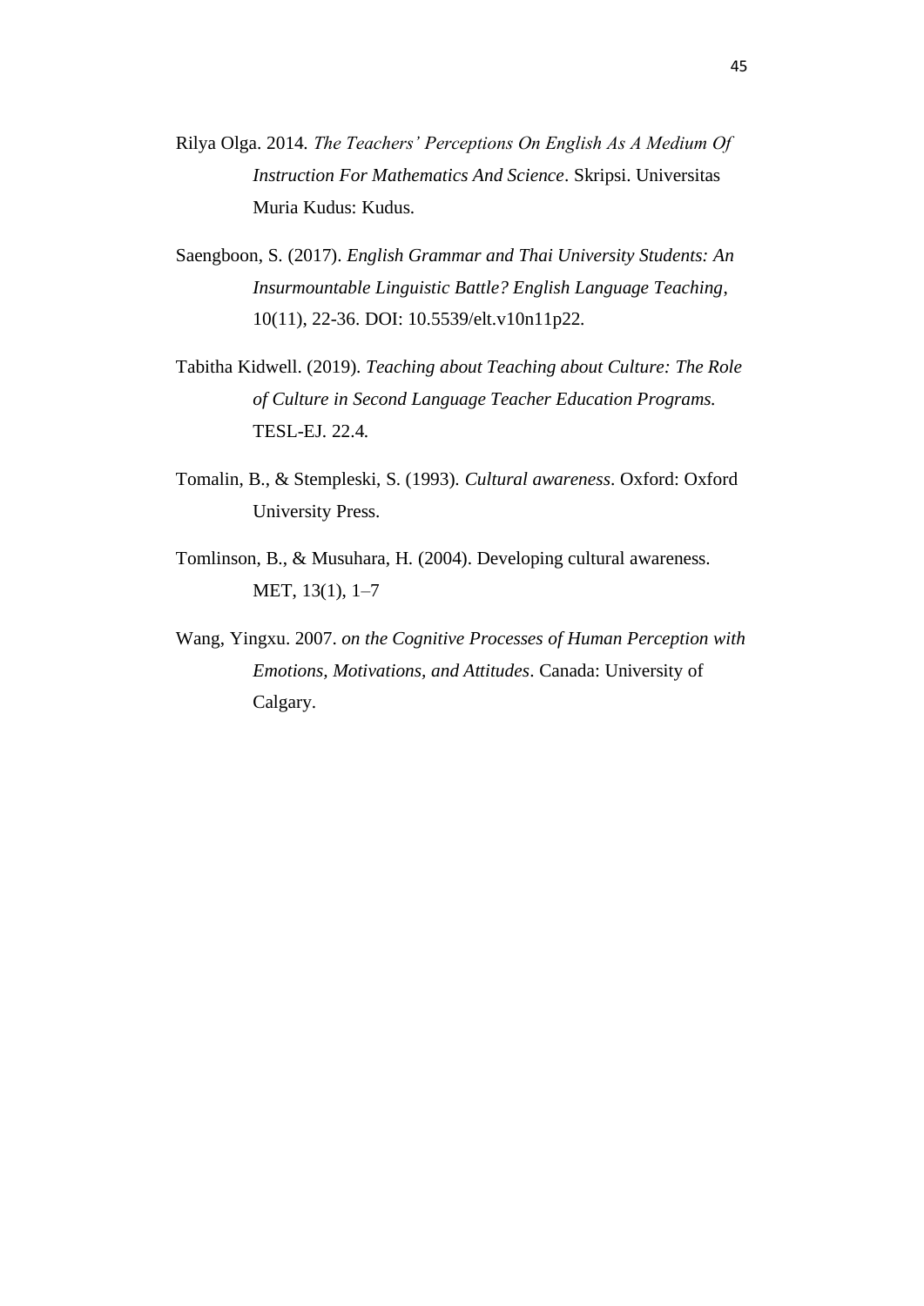Rilya Olga. 2014. *The Teachers' Perceptions On English As A Medium Of Instruction For Mathematics And Science*. Skripsi. Universitas Muria Kudus: Kudus.

Saengboon, S. (2017). *English Grammar and Thai University Students: An Insurmountable Linguistic Battle? English Language Teaching*, 10(11), 22-36. DOI: 10.5539/elt.v10n11p22.

Tabitha Kidwell. (2019). *Teaching about Teaching about Culture: The Role of Culture in Second Language Teacher Education Programs.* TESL-EJ. 22.4.

Tomalin, B., & Stempleski, S. (1993). *Cultural awareness*. Oxford: Oxford University Press.

Tomlinson, B., & Musuhara, H. (2004). Developing cultural awareness. MET, 13(1), 1–7

Wang, Yingxu. 2007. *on the Cognitive Processes of Human Perception with Emotions, Motivations, and Attitudes*. Canada: University of Calgary.